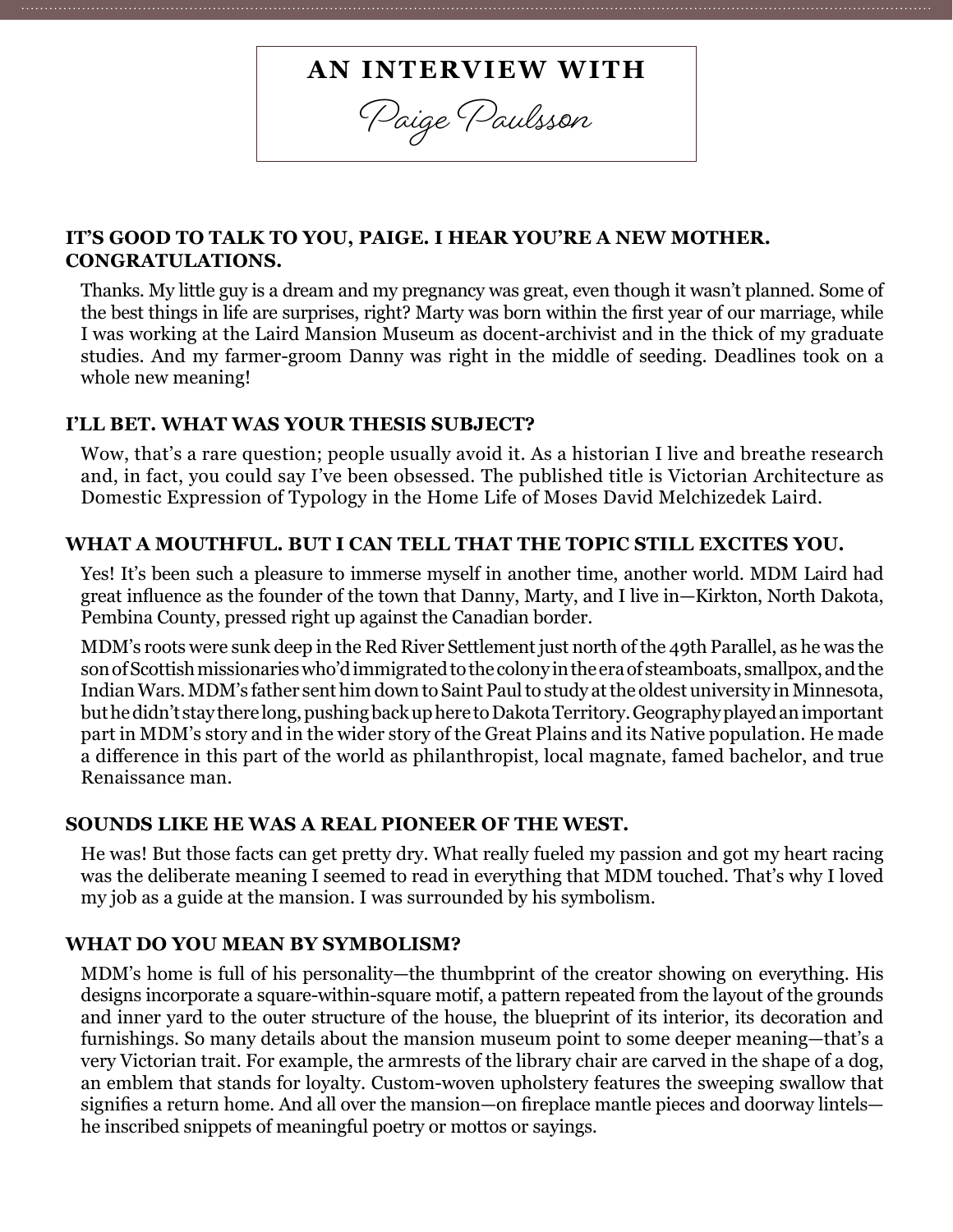# AN INTERVIEW WITH

## *Paige Paulsson*

**IT'S GOOD TO TALK TO YOU, PAIGE. I HEAR YOU'RE A NEW MOTHER. CONGRATULATIONS.**

Thanks. My little guy is a dream and my pregnancy was great, even though it wasn't planned. Some of the best things in life are surprises, right? Marty was born within the first year of our marriage, while I was working at the Laird Mansion Museum as docent-archivist and in the thick of my graduate studies. And my farmer-groom Danny was right in the middle of seeding. Deadlines took on a whole new meaning!

**I'LL BET. WHAT WAS YOUR THESIS SUBJECT?**

Wow, that's a rare question; people usually avoid it. As a historian I live and breathe research and, in fact, you could say I've been obsessed. The published title is Victorian Architecture as Domestic Expression of Typology in the Home Life of Moses David Melchizedek Laird.

**WHAT A MOUTHFUL. BUT I CAN TELL THAT THE TOPIC STILL EXCITES YOU.**

Yes! It's been such a pleasure to immerse myself in another time, another world. MDM Laird had great influence as the founder of the town that Danny, Marty, and I live in—Kirkton, North Dakota, Pembina County, pressed right up against the Canadian border.

MDM's roots were sunk deep in the Red River Settlement just north of the 49th Parallel, as he was the son of Scottish missionaries who'd immigrated to the colony in the era of steamboats, smallpox, and the Indian Wars. MDM's father sent him down to Saint Paul to study at the oldest university in Minnesota, but he didn't stay there long, pushing back up here to Dakota Territory. Geography played an important part in MDM's story and in the wider story of the Great Plains and its Native population. He made a difference in this part of the world as philanthropist, local magnate, famed bachelor, and true Renaissance man.

**SOUNDS LIKE HE WAS A REAL PIONEER OF THE WEST.**

He was! But those facts can get pretty dry. What really fueled my passion and got my heart racing was the deliberate meaning I seemed to read in everything that MDM touched. That's why I loved my job as a guide at the mansion. I was surrounded by his symbolism.

**WHAT DO YOU MEAN BY SYMBOLISM?**

MDM's home is full of his personality—the thumbprint of the creator showing on everything. His designs incorporate a square-within-square motif, a pattern repeated from the layout of the grounds and inner yard to the outer structure of the house, the blueprint of its interior, its decoration and furnishings. So many details about the mansion museum point to some deeper meaning—that's a very Victorian trait. For example, the armrests of the library chair are carved in the shape of a dog, an emblem that stands for loyalty. Custom-woven upholstery features the sweeping swallow that signifies a return home. And all over the mansion—on fireplace mantle pieces and doorway lintels—he inscribed snippets of meaningful poetry or mottos or sayings.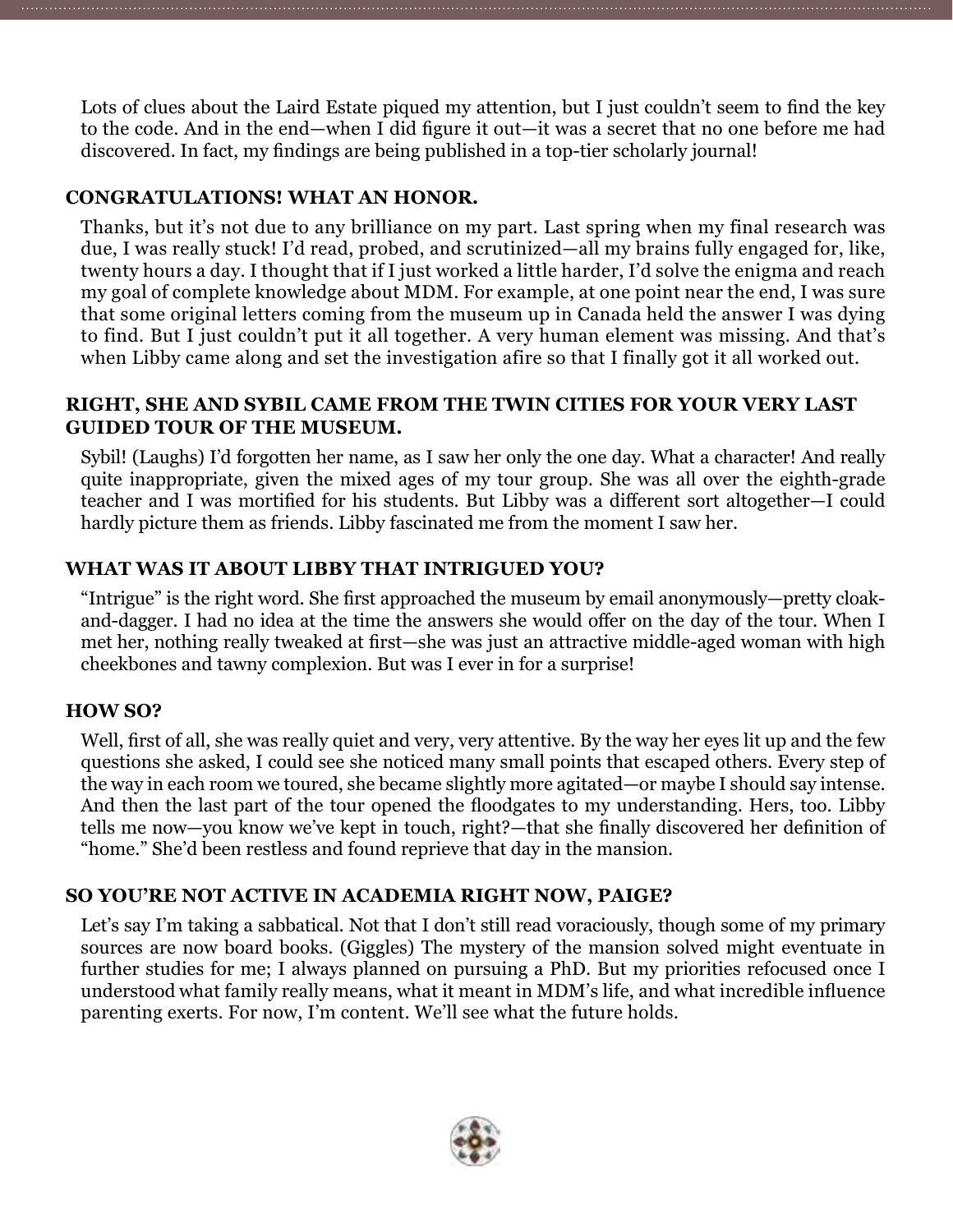Lots of clues about the Laird Estate piqued my attention, but I just couldn't seem to find the key to the code. And in the end—when I did figure it out—it was a secret that no one before me had discovered. In fact, my findings are being published in a top-tier scholarly journal!

**CONGRATULATIONS! WHAT AN HONOR.**

Thanks, but it's not due to any brilliance on my part. Last spring when my final research was due, I was really stuck! I'd read, probed, and scrutinized—all my brains fully engaged for, like, twenty hours a day. I thought that if I just worked a little harder, I'd solve the enigma and reach my goal of complete knowledge about MDM. For example, at one point near the end, I was sure that some original letters coming from the museum up in Canada held the answer I was dying to find. But I just couldn't put it all together. A very human element was missing. And that's when Libby came along and set the investigation afire so that I finally got it all worked out.

**RIGHT, SHE AND SYBIL CAME FROM THE TWIN CITIES FOR YOUR VERY LAST GUIDED TOUR OF THE MUSEUM.**

Sybil! (Laughs) I'd forgotten her name, as I saw her only the one day. What a character! And really quite inappropriate, given the mixed ages of my tour group. She was all over the eighth-grade teacher and I was mortified for his students. But Libby was a different sort altogether—I could hardly picture them as friends. Libby fascinated me from the moment I saw her.

**WHAT WAS IT ABOUT LIBBY THAT INTRIGUED YOU?**

"Intrigue" is the right word. She first approached the museum by email anonymously—pretty cloak-and-dagger. I had no idea at the time the answers she would offer on the day of the tour. When I met her, nothing really tweaked at first—she was just an attractive middle-aged woman with high cheekbones and tawny complexion. But was I ever in for a surprise!

**HOW SO?**

Well, first of all, she was really quiet and very, very attentive. By the way her eyes lit up and the few questions she asked, I could see she noticed many small points that escaped others. Every step of the way in each room we toured, she became slightly more agitated—or maybe I should say intense. And then the last part of the tour opened the floodgates to my understanding. Hers, too. Libby tells me now—you know we've kept in touch, right?—that she finally discovered her definition of "home." She'd been restless and found reprieve that day in the mansion.

**SO YOU'RE NOT ACTIVE IN ACADEMIA RIGHT NOW, PAIGE?**

Let's say I'm taking a sabbatical. Not that I don't still read voraciously, though some of my primary sources are now board books. (Giggles) The mystery of the mansion solved might eventuate in further studies for me; I always planned on pursuing a PhD. But my priorities refocused once I understood what family really means, what it meant in MDM's life, and what incredible influence parenting exerts. For now, I'm content. We'll see what the future holds.